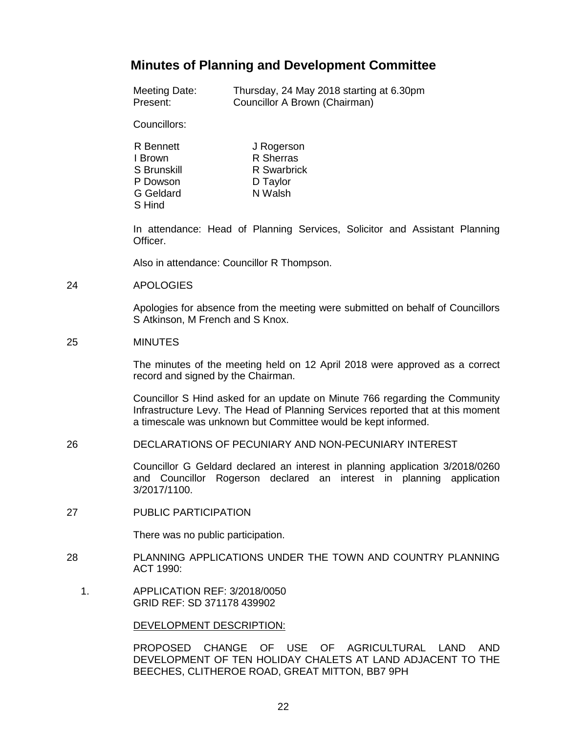# Minutes of Planning and Development Committee

Meeting Date: Thursday, 24 May 2018 starting at 6.30pm
Present: Councillor A Brown (Chairman)

Councillors:

| | |
|---|---|
| R Bennett | J Rogerson |
| I Brown | R Sherras |
| S Brunskill | R Swarbrick |
| P Dowson | D Taylor |
| G Geldard | N Walsh |
| S Hind | |

In attendance: Head of Planning Services, Solicitor and Assistant Planning Officer.

Also in attendance: Councillor R Thompson.

24 APOLOGIES

Apologies for absence from the meeting were submitted on behalf of Councillors S Atkinson, M French and S Knox.

25 MINUTES

The minutes of the meeting held on 12 April 2018 were approved as a correct record and signed by the Chairman.

Councillor S Hind asked for an update on Minute 766 regarding the Community Infrastructure Levy. The Head of Planning Services reported that at this moment a timescale was unknown but Committee would be kept informed.

26 DECLARATIONS OF PECUNIARY AND NON-PECUNIARY INTEREST

Councillor G Geldard declared an interest in planning application 3/2018/0260 and Councillor Rogerson declared an interest in planning application 3/2017/1100.

27 PUBLIC PARTICIPATION

There was no public participation.

28 PLANNING APPLICATIONS UNDER THE TOWN AND COUNTRY PLANNING ACT 1990:

1. APPLICATION REF: 3/2018/0050
   GRID REF: SD 371178 439902

   DEVELOPMENT DESCRIPTION:

   PROPOSED CHANGE OF USE OF AGRICULTURAL LAND AND DEVELOPMENT OF TEN HOLIDAY CHALETS AT LAND ADJACENT TO THE BEECHES, CLITHEROE ROAD, GREAT MITTON, BB7 9PH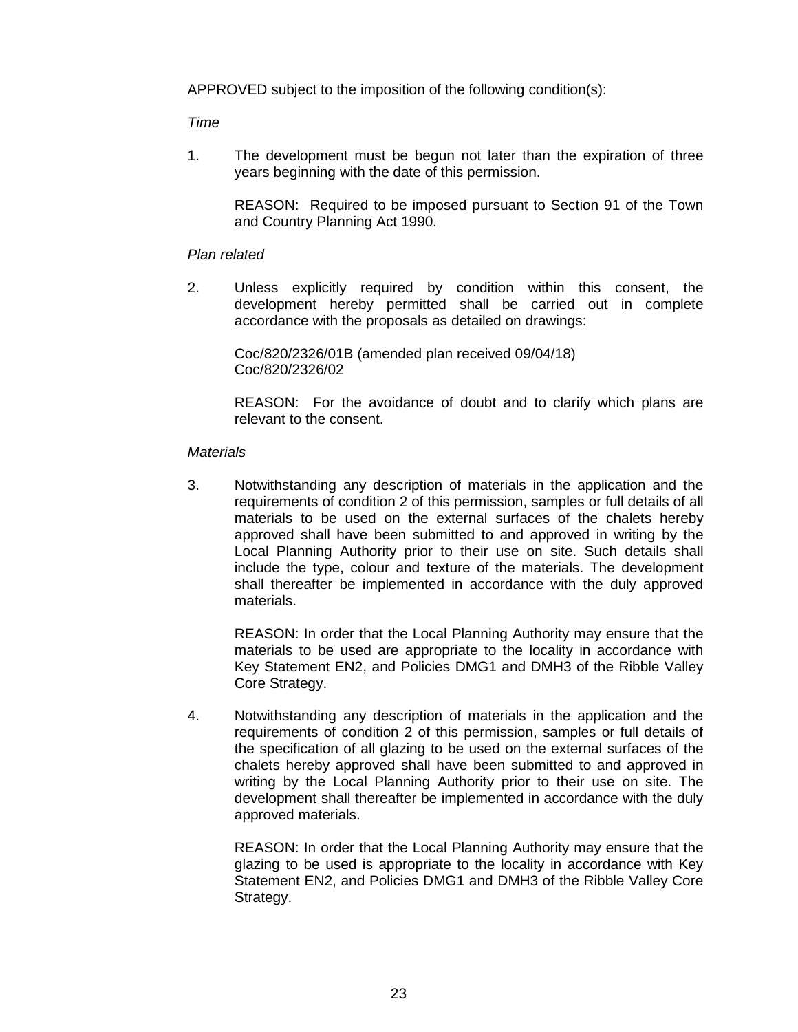APPROVED subject to the imposition of the following condition(s):

*Time*

1. The development must be begun not later than the expiration of three years beginning with the date of this permission.

   REASON: Required to be imposed pursuant to Section 91 of the Town and Country Planning Act 1990.

*Plan related*

2. Unless explicitly required by condition within this consent, the development hereby permitted shall be carried out in complete accordance with the proposals as detailed on drawings:

   Coc/820/2326/01B (amended plan received 09/04/18)
   Coc/820/2326/02

   REASON: For the avoidance of doubt and to clarify which plans are relevant to the consent.

*Materials*

3. Notwithstanding any description of materials in the application and the requirements of condition 2 of this permission, samples or full details of all materials to be used on the external surfaces of the chalets hereby approved shall have been submitted to and approved in writing by the Local Planning Authority prior to their use on site. Such details shall include the type, colour and texture of the materials. The development shall thereafter be implemented in accordance with the duly approved materials.

   REASON: In order that the Local Planning Authority may ensure that the materials to be used are appropriate to the locality in accordance with Key Statement EN2, and Policies DMG1 and DMH3 of the Ribble Valley Core Strategy.

4. Notwithstanding any description of materials in the application and the requirements of condition 2 of this permission, samples or full details of the specification of all glazing to be used on the external surfaces of the chalets hereby approved shall have been submitted to and approved in writing by the Local Planning Authority prior to their use on site. The development shall thereafter be implemented in accordance with the duly approved materials.

   REASON: In order that the Local Planning Authority may ensure that the glazing to be used is appropriate to the locality in accordance with Key Statement EN2, and Policies DMG1 and DMH3 of the Ribble Valley Core Strategy.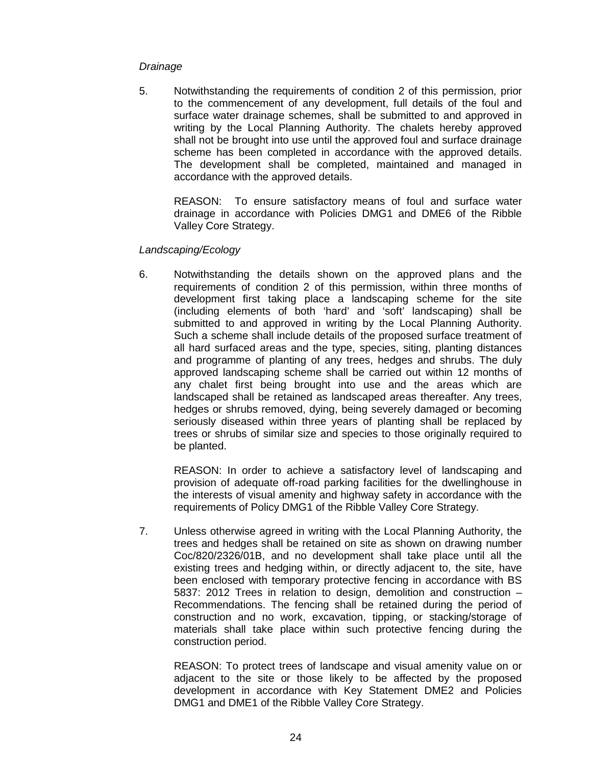*Drainage*

5. Notwithstanding the requirements of condition 2 of this permission, prior to the commencement of any development, full details of the foul and surface water drainage schemes, shall be submitted to and approved in writing by the Local Planning Authority. The chalets hereby approved shall not be brought into use until the approved foul and surface drainage scheme has been completed in accordance with the approved details. The development shall be completed, maintained and managed in accordance with the approved details.

   REASON: To ensure satisfactory means of foul and surface water drainage in accordance with Policies DMG1 and DME6 of the Ribble Valley Core Strategy.

*Landscaping/Ecology*

6. Notwithstanding the details shown on the approved plans and the requirements of condition 2 of this permission, within three months of development first taking place a landscaping scheme for the site (including elements of both 'hard' and 'soft' landscaping) shall be submitted to and approved in writing by the Local Planning Authority. Such a scheme shall include details of the proposed surface treatment of all hard surfaced areas and the type, species, siting, planting distances and programme of planting of any trees, hedges and shrubs. The duly approved landscaping scheme shall be carried out within 12 months of any chalet first being brought into use and the areas which are landscaped shall be retained as landscaped areas thereafter. Any trees, hedges or shrubs removed, dying, being severely damaged or becoming seriously diseased within three years of planting shall be replaced by trees or shrubs of similar size and species to those originally required to be planted.

   REASON: In order to achieve a satisfactory level of landscaping and provision of adequate off-road parking facilities for the dwellinghouse in the interests of visual amenity and highway safety in accordance with the requirements of Policy DMG1 of the Ribble Valley Core Strategy.

7. Unless otherwise agreed in writing with the Local Planning Authority, the trees and hedges shall be retained on site as shown on drawing number Coc/820/2326/01B, and no development shall take place until all the existing trees and hedging within, or directly adjacent to, the site, have been enclosed with temporary protective fencing in accordance with BS 5837: 2012 Trees in relation to design, demolition and construction – Recommendations. The fencing shall be retained during the period of construction and no work, excavation, tipping, or stacking/storage of materials shall take place within such protective fencing during the construction period.

   REASON: To protect trees of landscape and visual amenity value on or adjacent to the site or those likely to be affected by the proposed development in accordance with Key Statement DME2 and Policies DMG1 and DME1 of the Ribble Valley Core Strategy.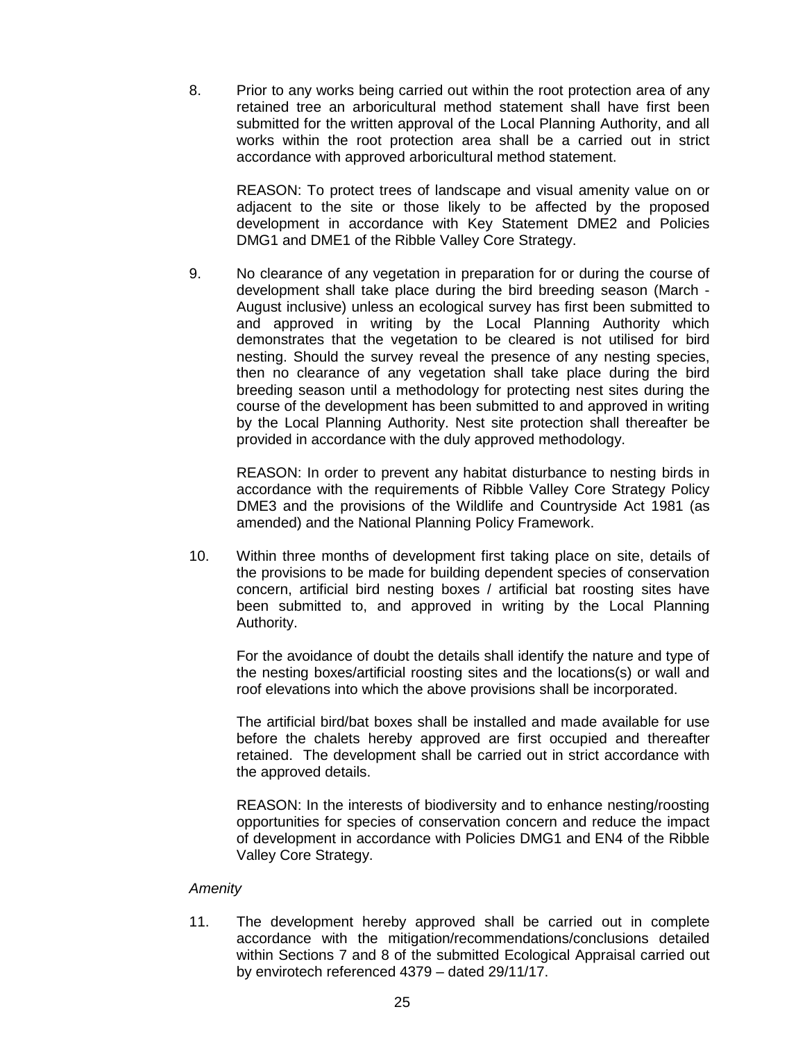8. Prior to any works being carried out within the root protection area of any retained tree an arboricultural method statement shall have first been submitted for the written approval of the Local Planning Authority, and all works within the root protection area shall be a carried out in strict accordance with approved arboricultural method statement.

   REASON: To protect trees of landscape and visual amenity value on or adjacent to the site or those likely to be affected by the proposed development in accordance with Key Statement DME2 and Policies DMG1 and DME1 of the Ribble Valley Core Strategy.

9. No clearance of any vegetation in preparation for or during the course of development shall take place during the bird breeding season (March - August inclusive) unless an ecological survey has first been submitted to and approved in writing by the Local Planning Authority which demonstrates that the vegetation to be cleared is not utilised for bird nesting. Should the survey reveal the presence of any nesting species, then no clearance of any vegetation shall take place during the bird breeding season until a methodology for protecting nest sites during the course of the development has been submitted to and approved in writing by the Local Planning Authority. Nest site protection shall thereafter be provided in accordance with the duly approved methodology.

   REASON: In order to prevent any habitat disturbance to nesting birds in accordance with the requirements of Ribble Valley Core Strategy Policy DME3 and the provisions of the Wildlife and Countryside Act 1981 (as amended) and the National Planning Policy Framework.

10. Within three months of development first taking place on site, details of the provisions to be made for building dependent species of conservation concern, artificial bird nesting boxes / artificial bat roosting sites have been submitted to, and approved in writing by the Local Planning Authority.

    For the avoidance of doubt the details shall identify the nature and type of the nesting boxes/artificial roosting sites and the locations(s) or wall and roof elevations into which the above provisions shall be incorporated.

    The artificial bird/bat boxes shall be installed and made available for use before the chalets hereby approved are first occupied and thereafter retained. The development shall be carried out in strict accordance with the approved details.

    REASON: In the interests of biodiversity and to enhance nesting/roosting opportunities for species of conservation concern and reduce the impact of development in accordance with Policies DMG1 and EN4 of the Ribble Valley Core Strategy.

*Amenity*

11. The development hereby approved shall be carried out in complete accordance with the mitigation/recommendations/conclusions detailed within Sections 7 and 8 of the submitted Ecological Appraisal carried out by envirotech referenced 4379 – dated 29/11/17.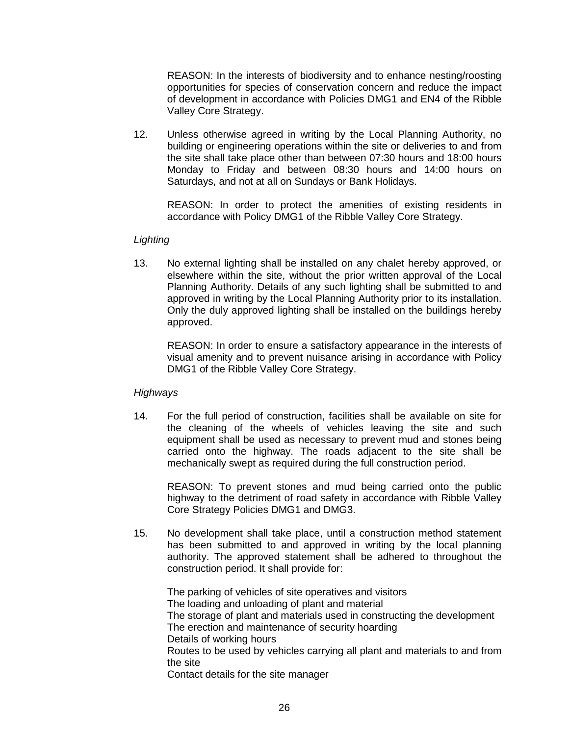REASON: In the interests of biodiversity and to enhance nesting/roosting opportunities for species of conservation concern and reduce the impact of development in accordance with Policies DMG1 and EN4 of the Ribble Valley Core Strategy.

12. Unless otherwise agreed in writing by the Local Planning Authority, no building or engineering operations within the site or deliveries to and from the site shall take place other than between 07:30 hours and 18:00 hours Monday to Friday and between 08:30 hours and 14:00 hours on Saturdays, and not at all on Sundays or Bank Holidays.

    REASON: In order to protect the amenities of existing residents in accordance with Policy DMG1 of the Ribble Valley Core Strategy.

*Lighting*

13. No external lighting shall be installed on any chalet hereby approved, or elsewhere within the site, without the prior written approval of the Local Planning Authority. Details of any such lighting shall be submitted to and approved in writing by the Local Planning Authority prior to its installation. Only the duly approved lighting shall be installed on the buildings hereby approved.

    REASON: In order to ensure a satisfactory appearance in the interests of visual amenity and to prevent nuisance arising in accordance with Policy DMG1 of the Ribble Valley Core Strategy.

*Highways*

14. For the full period of construction, facilities shall be available on site for the cleaning of the wheels of vehicles leaving the site and such equipment shall be used as necessary to prevent mud and stones being carried onto the highway. The roads adjacent to the site shall be mechanically swept as required during the full construction period.

    REASON: To prevent stones and mud being carried onto the public highway to the detriment of road safety in accordance with Ribble Valley Core Strategy Policies DMG1 and DMG3.

15. No development shall take place, until a construction method statement has been submitted to and approved in writing by the local planning authority. The approved statement shall be adhered to throughout the construction period. It shall provide for:

    The parking of vehicles of site operatives and visitors
    The loading and unloading of plant and material
    The storage of plant and materials used in constructing the development
    The erection and maintenance of security hoarding
    Details of working hours
    Routes to be used by vehicles carrying all plant and materials to and from the site
    Contact details for the site manager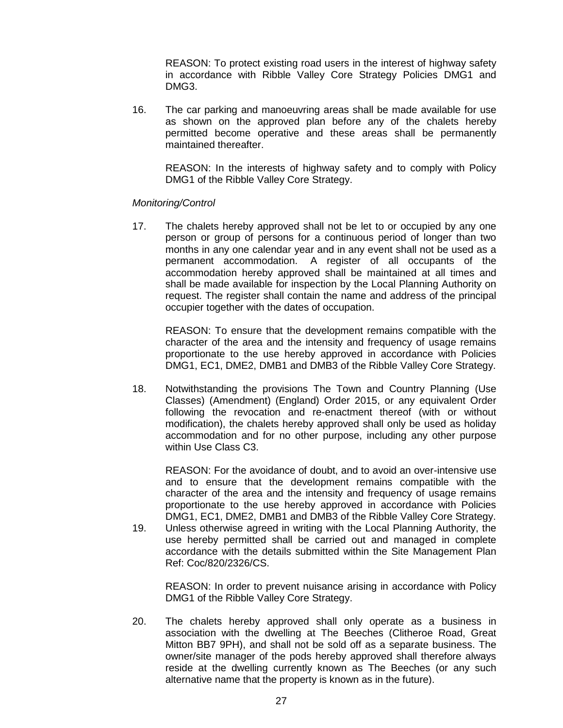REASON: To protect existing road users in the interest of highway safety in accordance with Ribble Valley Core Strategy Policies DMG1 and DMG3.

16. The car parking and manoeuvring areas shall be made available for use as shown on the approved plan before any of the chalets hereby permitted become operative and these areas shall be permanently maintained thereafter.

    REASON: In the interests of highway safety and to comply with Policy DMG1 of the Ribble Valley Core Strategy.

*Monitoring/Control*

17. The chalets hereby approved shall not be let to or occupied by any one person or group of persons for a continuous period of longer than two months in any one calendar year and in any event shall not be used as a permanent accommodation. A register of all occupants of the accommodation hereby approved shall be maintained at all times and shall be made available for inspection by the Local Planning Authority on request. The register shall contain the name and address of the principal occupier together with the dates of occupation.

    REASON: To ensure that the development remains compatible with the character of the area and the intensity and frequency of usage remains proportionate to the use hereby approved in accordance with Policies DMG1, EC1, DME2, DMB1 and DMB3 of the Ribble Valley Core Strategy.

18. Notwithstanding the provisions The Town and Country Planning (Use Classes) (Amendment) (England) Order 2015, or any equivalent Order following the revocation and re-enactment thereof (with or without modification), the chalets hereby approved shall only be used as holiday accommodation and for no other purpose, including any other purpose within Use Class C3.

    REASON: For the avoidance of doubt, and to avoid an over-intensive use and to ensure that the development remains compatible with the character of the area and the intensity and frequency of usage remains proportionate to the use hereby approved in accordance with Policies DMG1, EC1, DME2, DMB1 and DMB3 of the Ribble Valley Core Strategy.

19. Unless otherwise agreed in writing with the Local Planning Authority, the use hereby permitted shall be carried out and managed in complete accordance with the details submitted within the Site Management Plan Ref: Coc/820/2326/CS.

    REASON: In order to prevent nuisance arising in accordance with Policy DMG1 of the Ribble Valley Core Strategy.

20. The chalets hereby approved shall only operate as a business in association with the dwelling at The Beeches (Clitheroe Road, Great Mitton BB7 9PH), and shall not be sold off as a separate business. The owner/site manager of the pods hereby approved shall therefore always reside at the dwelling currently known as The Beeches (or any such alternative name that the property is known as in the future).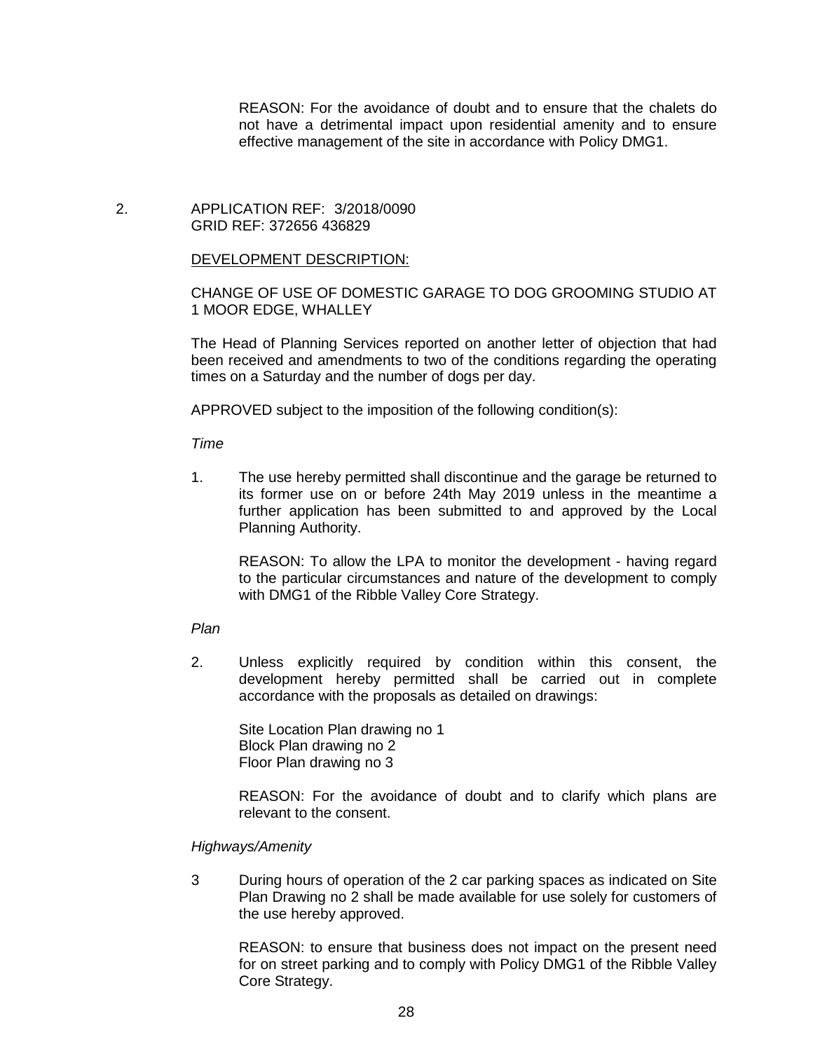REASON: For the avoidance of doubt and to ensure that the chalets do not have a detrimental impact upon residential amenity and to ensure effective management of the site in accordance with Policy DMG1.

2. APPLICATION REF: 3/2018/0090
GRID REF: 372656 436829

DEVELOPMENT DESCRIPTION:

CHANGE OF USE OF DOMESTIC GARAGE TO DOG GROOMING STUDIO AT 1 MOOR EDGE, WHALLEY

The Head of Planning Services reported on another letter of objection that had been received and amendments to two of the conditions regarding the operating times on a Saturday and the number of dogs per day.

APPROVED subject to the imposition of the following condition(s):

*Time*

1. The use hereby permitted shall discontinue and the garage be returned to its former use on or before 24th May 2019 unless in the meantime a further application has been submitted to and approved by the Local Planning Authority.

   REASON: To allow the LPA to monitor the development - having regard to the particular circumstances and nature of the development to comply with DMG1 of the Ribble Valley Core Strategy.

*Plan*

2. Unless explicitly required by condition within this consent, the development hereby permitted shall be carried out in complete accordance with the proposals as detailed on drawings:

   Site Location Plan drawing no 1
   Block Plan drawing no 2
   Floor Plan drawing no 3

   REASON: For the avoidance of doubt and to clarify which plans are relevant to the consent.

*Highways/Amenity*

3 During hours of operation of the 2 car parking spaces as indicated on Site Plan Drawing no 2 shall be made available for use solely for customers of the use hereby approved.

   REASON: to ensure that business does not impact on the present need for on street parking and to comply with Policy DMG1 of the Ribble Valley Core Strategy.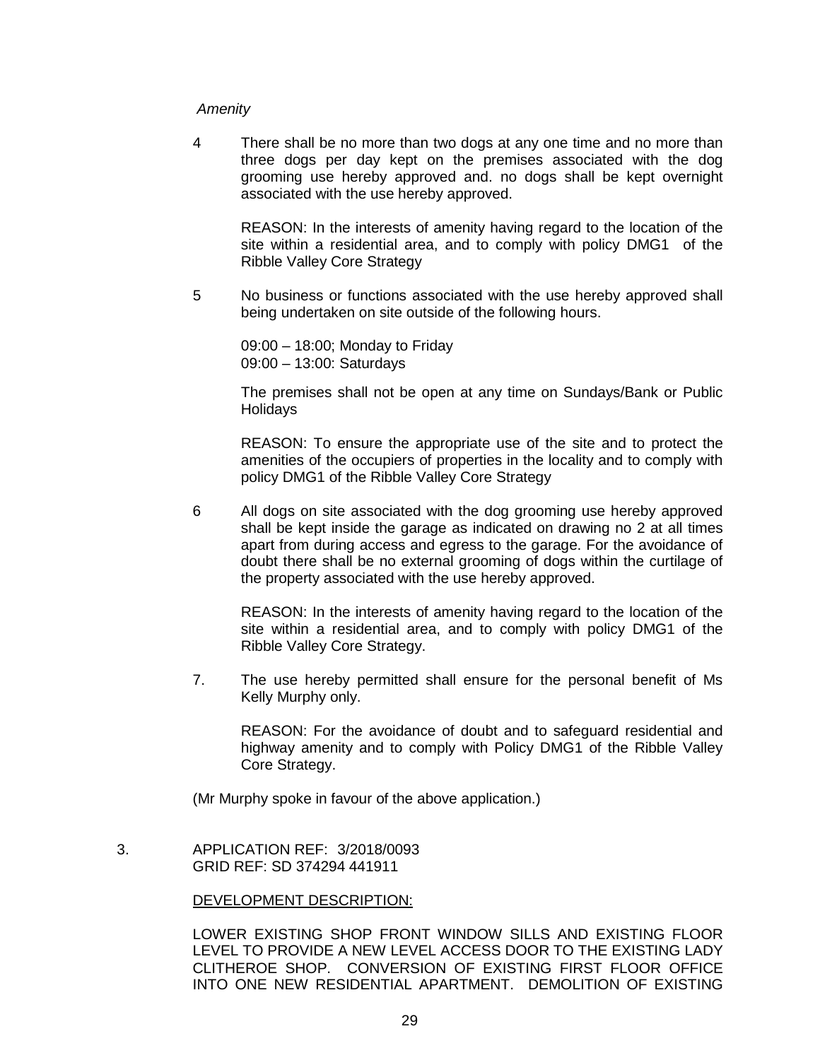*Amenity*

4 There shall be no more than two dogs at any one time and no more than three dogs per day kept on the premises associated with the dog grooming use hereby approved and. no dogs shall be kept overnight associated with the use hereby approved.

REASON: In the interests of amenity having regard to the location of the site within a residential area, and to comply with policy DMG1 of the Ribble Valley Core Strategy

5 No business or functions associated with the use hereby approved shall being undertaken on site outside of the following hours.

09:00 – 18:00; Monday to Friday
09:00 – 13:00: Saturdays

The premises shall not be open at any time on Sundays/Bank or Public Holidays

REASON: To ensure the appropriate use of the site and to protect the amenities of the occupiers of properties in the locality and to comply with policy DMG1 of the Ribble Valley Core Strategy

6 All dogs on site associated with the dog grooming use hereby approved shall be kept inside the garage as indicated on drawing no 2 at all times apart from during access and egress to the garage. For the avoidance of doubt there shall be no external grooming of dogs within the curtilage of the property associated with the use hereby approved.

REASON: In the interests of amenity having regard to the location of the site within a residential area, and to comply with policy DMG1 of the Ribble Valley Core Strategy.

7. The use hereby permitted shall ensure for the personal benefit of Ms Kelly Murphy only.

REASON: For the avoidance of doubt and to safeguard residential and highway amenity and to comply with Policy DMG1 of the Ribble Valley Core Strategy.

(Mr Murphy spoke in favour of the above application.)

3. APPLICATION REF: 3/2018/0093
GRID REF: SD 374294 441911

DEVELOPMENT DESCRIPTION:

LOWER EXISTING SHOP FRONT WINDOW SILLS AND EXISTING FLOOR LEVEL TO PROVIDE A NEW LEVEL ACCESS DOOR TO THE EXISTING LADY CLITHEROE SHOP. CONVERSION OF EXISTING FIRST FLOOR OFFICE INTO ONE NEW RESIDENTIAL APARTMENT. DEMOLITION OF EXISTING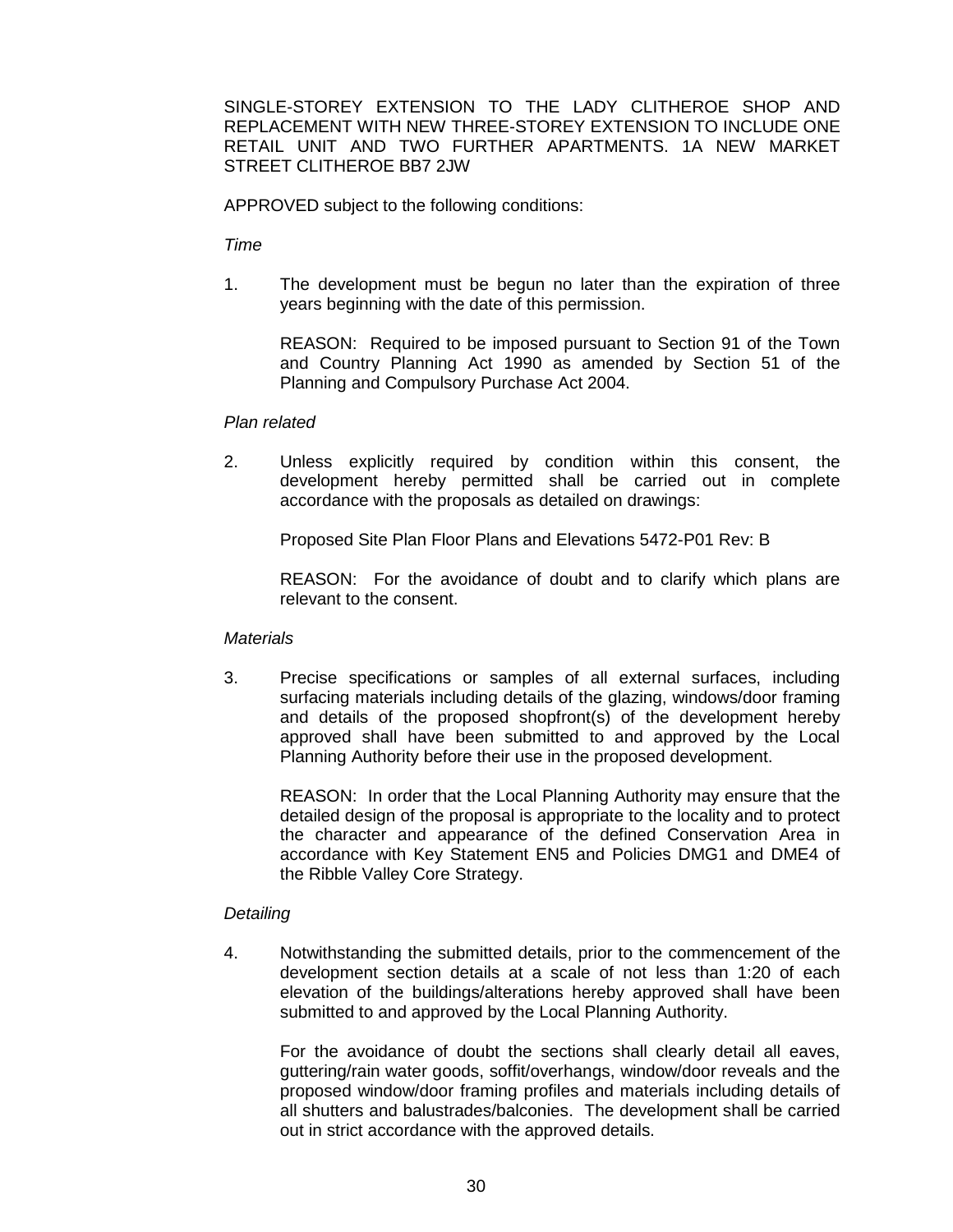SINGLE-STOREY EXTENSION TO THE LADY CLITHEROE SHOP AND REPLACEMENT WITH NEW THREE-STOREY EXTENSION TO INCLUDE ONE RETAIL UNIT AND TWO FURTHER APARTMENTS. 1A NEW MARKET STREET CLITHEROE BB7 2JW

APPROVED subject to the following conditions:

*Time*

1. The development must be begun no later than the expiration of three years beginning with the date of this permission.

   REASON: Required to be imposed pursuant to Section 91 of the Town and Country Planning Act 1990 as amended by Section 51 of the Planning and Compulsory Purchase Act 2004.

*Plan related*

2. Unless explicitly required by condition within this consent, the development hereby permitted shall be carried out in complete accordance with the proposals as detailed on drawings:

   Proposed Site Plan Floor Plans and Elevations 5472-P01 Rev: B

   REASON: For the avoidance of doubt and to clarify which plans are relevant to the consent.

*Materials*

3. Precise specifications or samples of all external surfaces, including surfacing materials including details of the glazing, windows/door framing and details of the proposed shopfront(s) of the development hereby approved shall have been submitted to and approved by the Local Planning Authority before their use in the proposed development.

   REASON: In order that the Local Planning Authority may ensure that the detailed design of the proposal is appropriate to the locality and to protect the character and appearance of the defined Conservation Area in accordance with Key Statement EN5 and Policies DMG1 and DME4 of the Ribble Valley Core Strategy.

*Detailing*

4. Notwithstanding the submitted details, prior to the commencement of the development section details at a scale of not less than 1:20 of each elevation of the buildings/alterations hereby approved shall have been submitted to and approved by the Local Planning Authority.

   For the avoidance of doubt the sections shall clearly detail all eaves, guttering/rain water goods, soffit/overhangs, window/door reveals and the proposed window/door framing profiles and materials including details of all shutters and balustrades/balconies. The development shall be carried out in strict accordance with the approved details.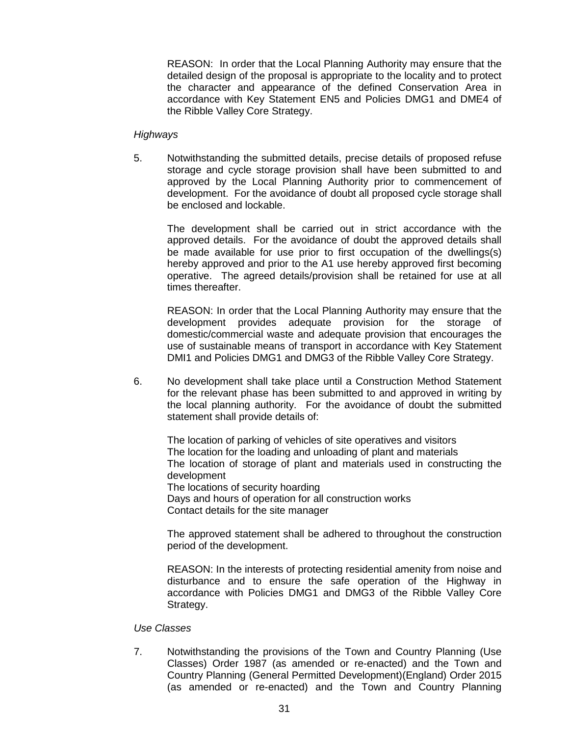REASON: In order that the Local Planning Authority may ensure that the detailed design of the proposal is appropriate to the locality and to protect the character and appearance of the defined Conservation Area in accordance with Key Statement EN5 and Policies DMG1 and DME4 of the Ribble Valley Core Strategy.

*Highways*

5. Notwithstanding the submitted details, precise details of proposed refuse storage and cycle storage provision shall have been submitted to and approved by the Local Planning Authority prior to commencement of development. For the avoidance of doubt all proposed cycle storage shall be enclosed and lockable.

   The development shall be carried out in strict accordance with the approved details. For the avoidance of doubt the approved details shall be made available for use prior to first occupation of the dwellings(s) hereby approved and prior to the A1 use hereby approved first becoming operative. The agreed details/provision shall be retained for use at all times thereafter.

   REASON: In order that the Local Planning Authority may ensure that the development provides adequate provision for the storage of domestic/commercial waste and adequate provision that encourages the use of sustainable means of transport in accordance with Key Statement DMI1 and Policies DMG1 and DMG3 of the Ribble Valley Core Strategy.

6. No development shall take place until a Construction Method Statement for the relevant phase has been submitted to and approved in writing by the local planning authority. For the avoidance of doubt the submitted statement shall provide details of:

   The location of parking of vehicles of site operatives and visitors
   The location for the loading and unloading of plant and materials
   The location of storage of plant and materials used in constructing the development
   The locations of security hoarding
   Days and hours of operation for all construction works
   Contact details for the site manager

   The approved statement shall be adhered to throughout the construction period of the development.

   REASON: In the interests of protecting residential amenity from noise and disturbance and to ensure the safe operation of the Highway in accordance with Policies DMG1 and DMG3 of the Ribble Valley Core Strategy.

*Use Classes*

7. Notwithstanding the provisions of the Town and Country Planning (Use Classes) Order 1987 (as amended or re-enacted) and the Town and Country Planning (General Permitted Development)(England) Order 2015 (as amended or re-enacted) and the Town and Country Planning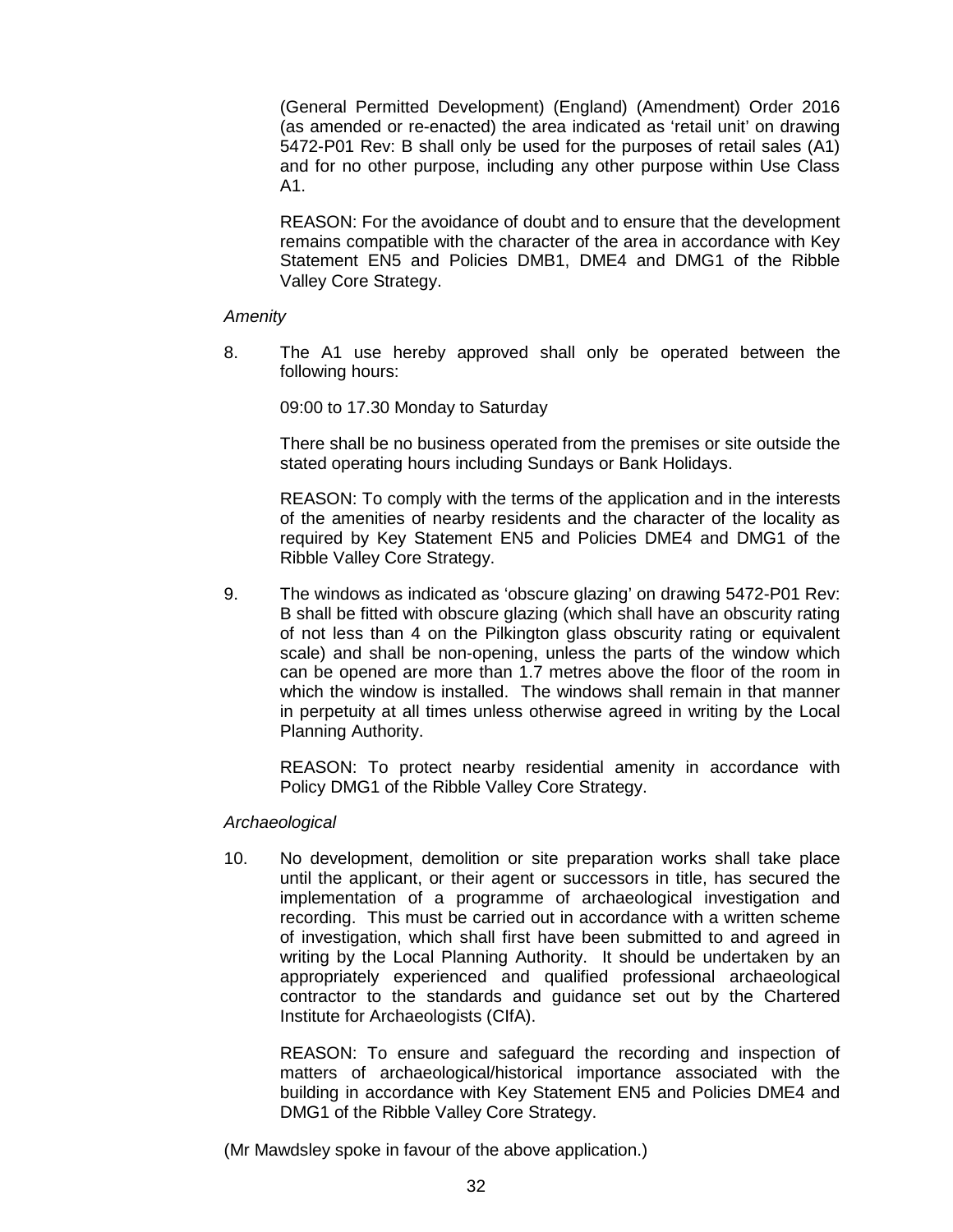(General Permitted Development) (England) (Amendment) Order 2016 (as amended or re-enacted) the area indicated as 'retail unit' on drawing 5472-P01 Rev: B shall only be used for the purposes of retail sales (A1) and for no other purpose, including any other purpose within Use Class A1.

REASON: For the avoidance of doubt and to ensure that the development remains compatible with the character of the area in accordance with Key Statement EN5 and Policies DMB1, DME4 and DMG1 of the Ribble Valley Core Strategy.

*Amenity*

8. The A1 use hereby approved shall only be operated between the following hours:

   09:00 to 17.30 Monday to Saturday

   There shall be no business operated from the premises or site outside the stated operating hours including Sundays or Bank Holidays.

   REASON: To comply with the terms of the application and in the interests of the amenities of nearby residents and the character of the locality as required by Key Statement EN5 and Policies DME4 and DMG1 of the Ribble Valley Core Strategy.

9. The windows as indicated as 'obscure glazing' on drawing 5472-P01 Rev: B shall be fitted with obscure glazing (which shall have an obscurity rating of not less than 4 on the Pilkington glass obscurity rating or equivalent scale) and shall be non-opening, unless the parts of the window which can be opened are more than 1.7 metres above the floor of the room in which the window is installed. The windows shall remain in that manner in perpetuity at all times unless otherwise agreed in writing by the Local Planning Authority.

   REASON: To protect nearby residential amenity in accordance with Policy DMG1 of the Ribble Valley Core Strategy.

*Archaeological*

10. No development, demolition or site preparation works shall take place until the applicant, or their agent or successors in title, has secured the implementation of a programme of archaeological investigation and recording. This must be carried out in accordance with a written scheme of investigation, which shall first have been submitted to and agreed in writing by the Local Planning Authority. It should be undertaken by an appropriately experienced and qualified professional archaeological contractor to the standards and guidance set out by the Chartered Institute for Archaeologists (CIfA).

    REASON: To ensure and safeguard the recording and inspection of matters of archaeological/historical importance associated with the building in accordance with Key Statement EN5 and Policies DME4 and DMG1 of the Ribble Valley Core Strategy.

(Mr Mawdsley spoke in favour of the above application.)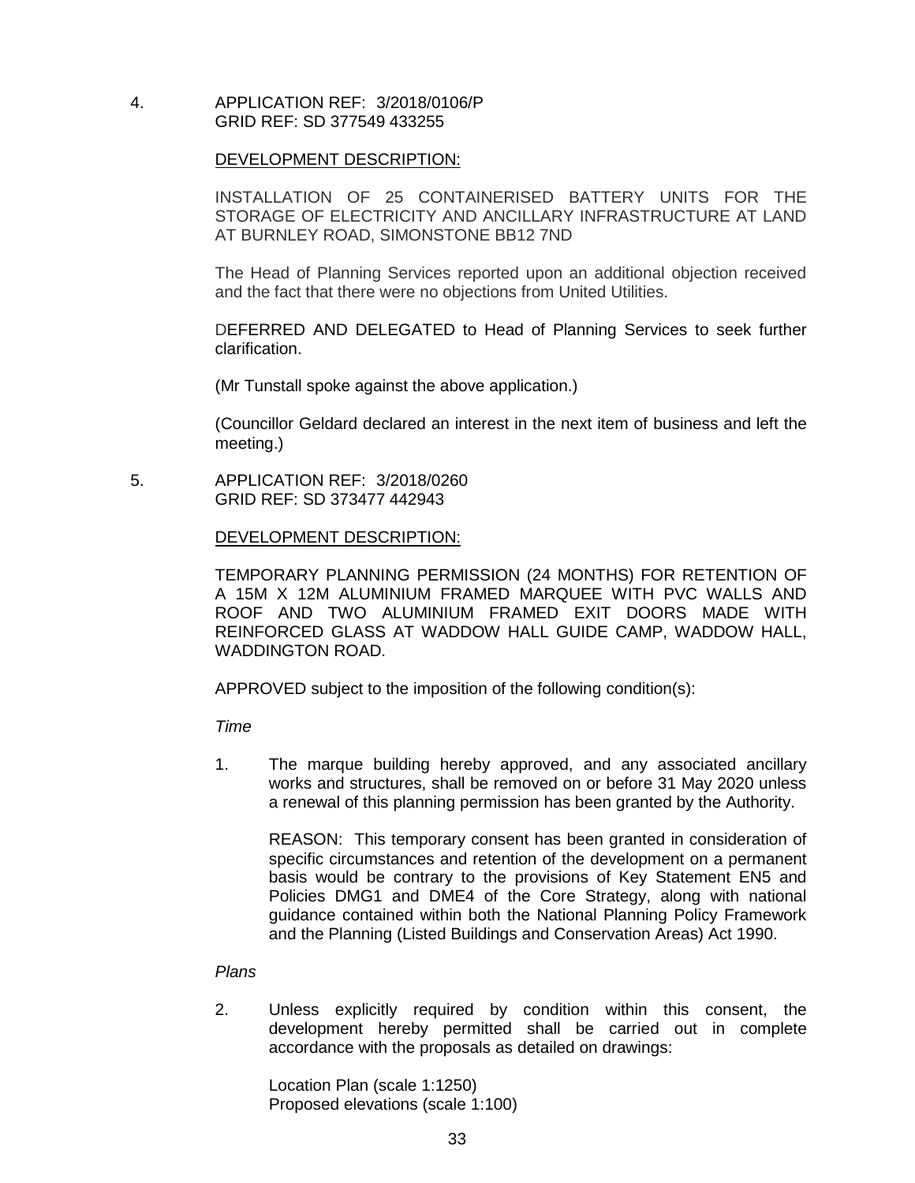4. APPLICATION REF: 3/2018/0106/P
GRID REF: SD 377549 433255

DEVELOPMENT DESCRIPTION:

INSTALLATION OF 25 CONTAINERISED BATTERY UNITS FOR THE STORAGE OF ELECTRICITY AND ANCILLARY INFRASTRUCTURE AT LAND AT BURNLEY ROAD, SIMONSTONE BB12 7ND

The Head of Planning Services reported upon an additional objection received and the fact that there were no objections from United Utilities.

DEFERRED AND DELEGATED to Head of Planning Services to seek further clarification.

(Mr Tunstall spoke against the above application.)

(Councillor Geldard declared an interest in the next item of business and left the meeting.)

5. APPLICATION REF: 3/2018/0260
GRID REF: SD 373477 442943

DEVELOPMENT DESCRIPTION:

TEMPORARY PLANNING PERMISSION (24 MONTHS) FOR RETENTION OF A 15M X 12M ALUMINIUM FRAMED MARQUEE WITH PVC WALLS AND ROOF AND TWO ALUMINIUM FRAMED EXIT DOORS MADE WITH REINFORCED GLASS AT WADDOW HALL GUIDE CAMP, WADDOW HALL, WADDINGTON ROAD.

APPROVED subject to the imposition of the following condition(s):

*Time*

1. The marque building hereby approved, and any associated ancillary works and structures, shall be removed on or before 31 May 2020 unless a renewal of this planning permission has been granted by the Authority.

   REASON: This temporary consent has been granted in consideration of specific circumstances and retention of the development on a permanent basis would be contrary to the provisions of Key Statement EN5 and Policies DMG1 and DME4 of the Core Strategy, along with national guidance contained within both the National Planning Policy Framework and the Planning (Listed Buildings and Conservation Areas) Act 1990.

*Plans*

2. Unless explicitly required by condition within this consent, the development hereby permitted shall be carried out in complete accordance with the proposals as detailed on drawings:

   Location Plan (scale 1:1250)
   Proposed elevations (scale 1:100)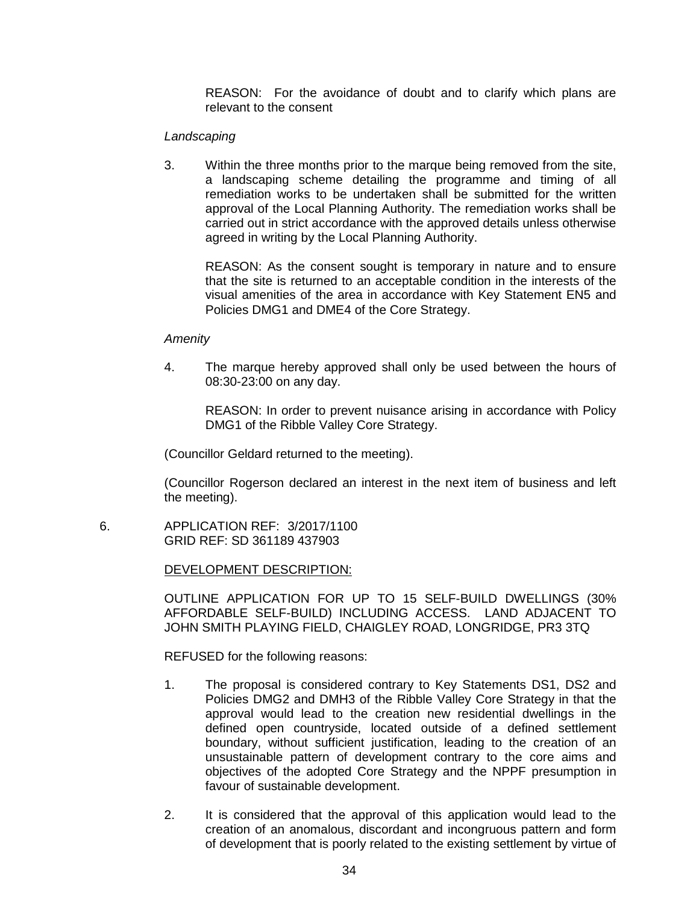REASON: For the avoidance of doubt and to clarify which plans are relevant to the consent

*Landscaping*

3. Within the three months prior to the marque being removed from the site, a landscaping scheme detailing the programme and timing of all remediation works to be undertaken shall be submitted for the written approval of the Local Planning Authority. The remediation works shall be carried out in strict accordance with the approved details unless otherwise agreed in writing by the Local Planning Authority.

   REASON: As the consent sought is temporary in nature and to ensure that the site is returned to an acceptable condition in the interests of the visual amenities of the area in accordance with Key Statement EN5 and Policies DMG1 and DME4 of the Core Strategy.

*Amenity*

4. The marque hereby approved shall only be used between the hours of 08:30-23:00 on any day.

   REASON: In order to prevent nuisance arising in accordance with Policy DMG1 of the Ribble Valley Core Strategy.

(Councillor Geldard returned to the meeting).

(Councillor Rogerson declared an interest in the next item of business and left the meeting).

6. APPLICATION REF: 3/2017/1100
   GRID REF: SD 361189 437903

   DEVELOPMENT DESCRIPTION:

   OUTLINE APPLICATION FOR UP TO 15 SELF-BUILD DWELLINGS (30% AFFORDABLE SELF-BUILD) INCLUDING ACCESS. LAND ADJACENT TO JOHN SMITH PLAYING FIELD, CHAIGLEY ROAD, LONGRIDGE, PR3 3TQ

   REFUSED for the following reasons:

   1. The proposal is considered contrary to Key Statements DS1, DS2 and Policies DMG2 and DMH3 of the Ribble Valley Core Strategy in that the approval would lead to the creation new residential dwellings in the defined open countryside, located outside of a defined settlement boundary, without sufficient justification, leading to the creation of an unsustainable pattern of development contrary to the core aims and objectives of the adopted Core Strategy and the NPPF presumption in favour of sustainable development.

   2. It is considered that the approval of this application would lead to the creation of an anomalous, discordant and incongruous pattern and form of development that is poorly related to the existing settlement by virtue of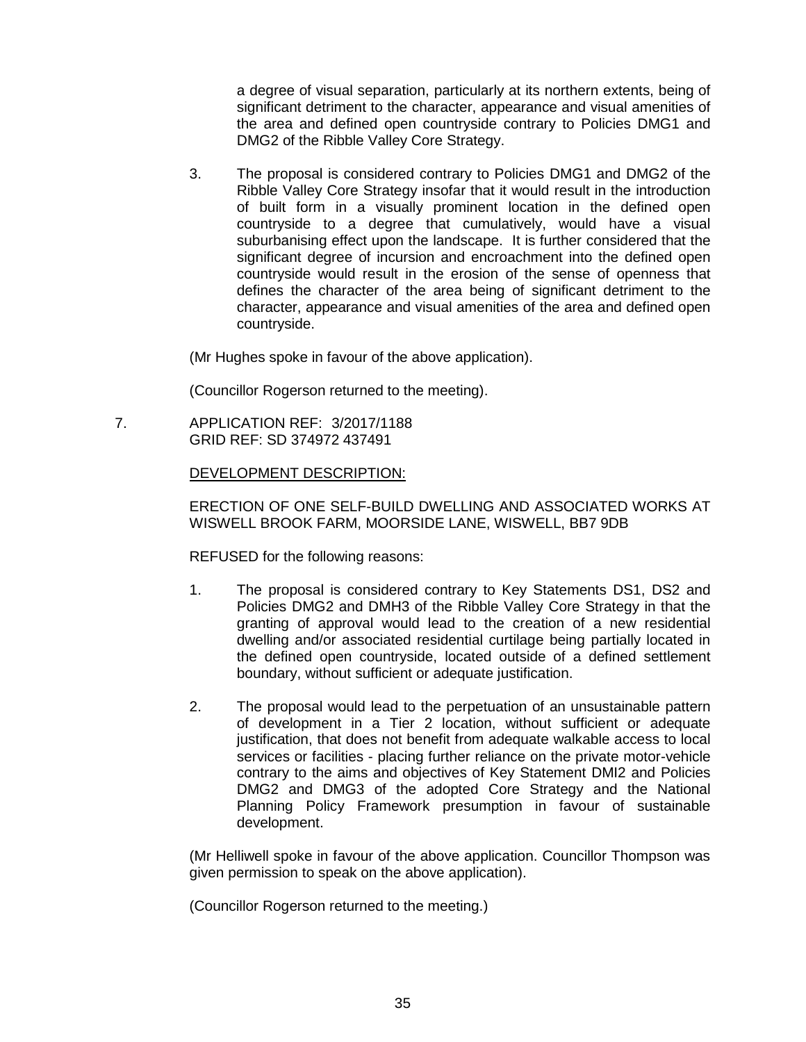a degree of visual separation, particularly at its northern extents, being of significant detriment to the character, appearance and visual amenities of the area and defined open countryside contrary to Policies DMG1 and DMG2 of the Ribble Valley Core Strategy.

3. The proposal is considered contrary to Policies DMG1 and DMG2 of the Ribble Valley Core Strategy insofar that it would result in the introduction of built form in a visually prominent location in the defined open countryside to a degree that cumulatively, would have a visual suburbanising effect upon the landscape. It is further considered that the significant degree of incursion and encroachment into the defined open countryside would result in the erosion of the sense of openness that defines the character of the area being of significant detriment to the character, appearance and visual amenities of the area and defined open countryside.

(Mr Hughes spoke in favour of the above application).

(Councillor Rogerson returned to the meeting).

7. APPLICATION REF: 3/2017/1188
GRID REF: SD 374972 437491

DEVELOPMENT DESCRIPTION:

ERECTION OF ONE SELF-BUILD DWELLING AND ASSOCIATED WORKS AT WISWELL BROOK FARM, MOORSIDE LANE, WISWELL, BB7 9DB

REFUSED for the following reasons:

1. The proposal is considered contrary to Key Statements DS1, DS2 and Policies DMG2 and DMH3 of the Ribble Valley Core Strategy in that the granting of approval would lead to the creation of a new residential dwelling and/or associated residential curtilage being partially located in the defined open countryside, located outside of a defined settlement boundary, without sufficient or adequate justification.

2. The proposal would lead to the perpetuation of an unsustainable pattern of development in a Tier 2 location, without sufficient or adequate justification, that does not benefit from adequate walkable access to local services or facilities - placing further reliance on the private motor-vehicle contrary to the aims and objectives of Key Statement DMI2 and Policies DMG2 and DMG3 of the adopted Core Strategy and the National Planning Policy Framework presumption in favour of sustainable development.

(Mr Helliwell spoke in favour of the above application. Councillor Thompson was given permission to speak on the above application).

(Councillor Rogerson returned to the meeting.)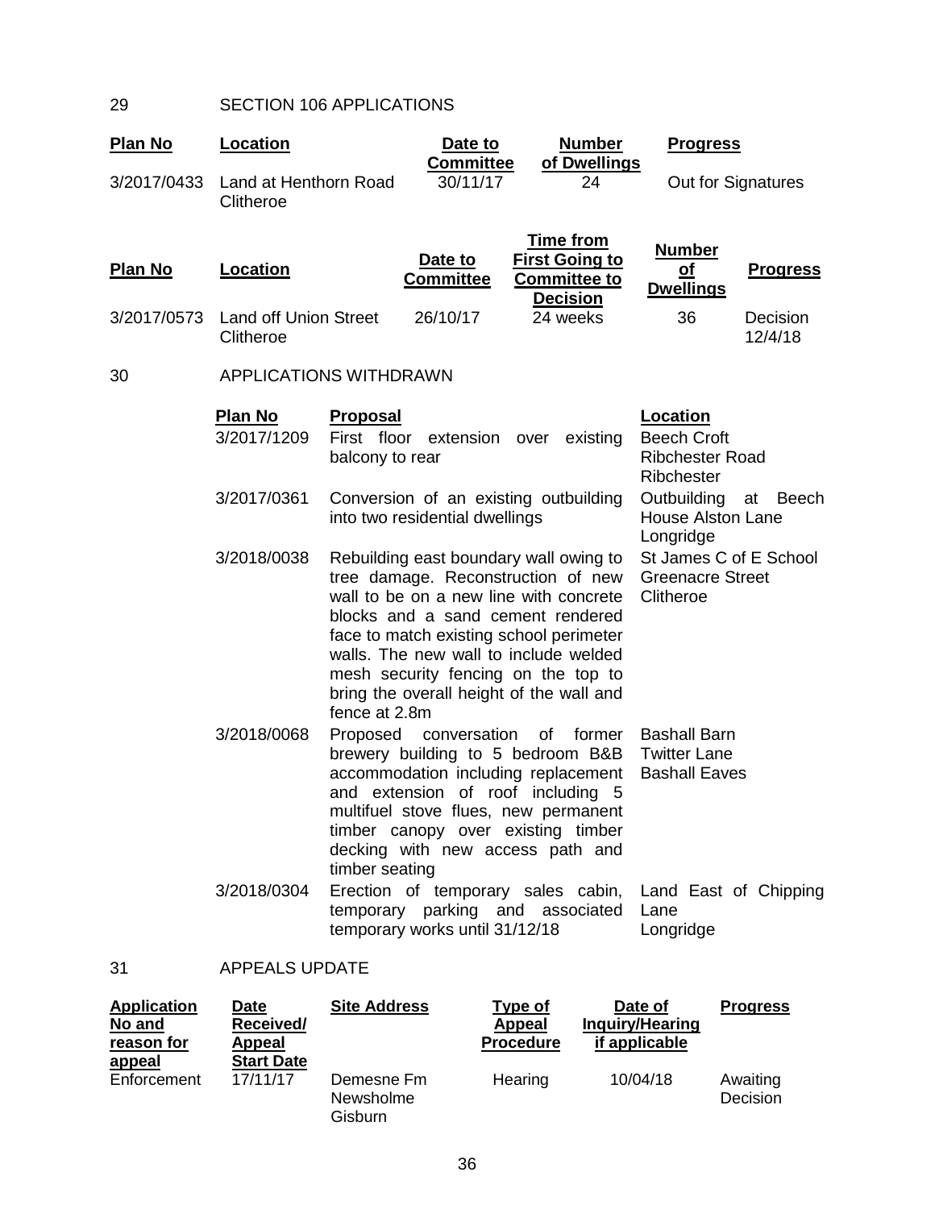## 29 SECTION 106 APPLICATIONS

| Plan No | Location | Date to Committee | Number of Dwellings | Progress |
|---|---|---|---|---|
| 3/2017/0433 | Land at Henthorn Road Clitheroe | 30/11/17 | 24 | Out for Signatures |

| Plan No | Location | Date to Committee | Time from First Going to Committee to Decision | Number of Dwellings | Progress |
|---|---|---|---|---|---|
| 3/2017/0573 | Land off Union Street Clitheroe | 26/10/17 | 24 weeks | 36 | Decision 12/4/18 |

## 30 APPLICATIONS WITHDRAWN

| Plan No | Proposal | Location |
|---|---|---|
| 3/2017/1209 | First floor extension over existing balcony to rear | Beech Croft Ribchester Road Ribchester |
| 3/2017/0361 | Conversion of an existing outbuilding into two residential dwellings | Outbuilding at Beech House Alston Lane Longridge |
| 3/2018/0038 | Rebuilding east boundary wall owing to tree damage. Reconstruction of new wall to be on a new line with concrete blocks and a sand cement rendered face to match existing school perimeter walls. The new wall to include welded mesh security fencing on the top to bring the overall height of the wall and fence at 2.8m | St James C of E School Greenacre Street Clitheroe |
| 3/2018/0068 | Proposed conversation of former brewery building to 5 bedroom B&B accommodation including replacement and extension of roof including 5 multifuel stove flues, new permanent timber canopy over existing timber decking with new access path and timber seating | Bashall Barn Twitter Lane Bashall Eaves |
| 3/2018/0304 | Erection of temporary sales cabin, temporary parking and associated temporary works until 31/12/18 | Land East of Chipping Lane Longridge |

## 31 APPEALS UPDATE

| Application No and reason for appeal | Date Received/ Appeal Start Date | Site Address | Type of Appeal Procedure | Date of Inquiry/Hearing if applicable | Progress |
|---|---|---|---|---|---|
| Enforcement | 17/11/17 | Demesne Fm Newsholme Gisburn | Hearing | 10/04/18 | Awaiting Decision |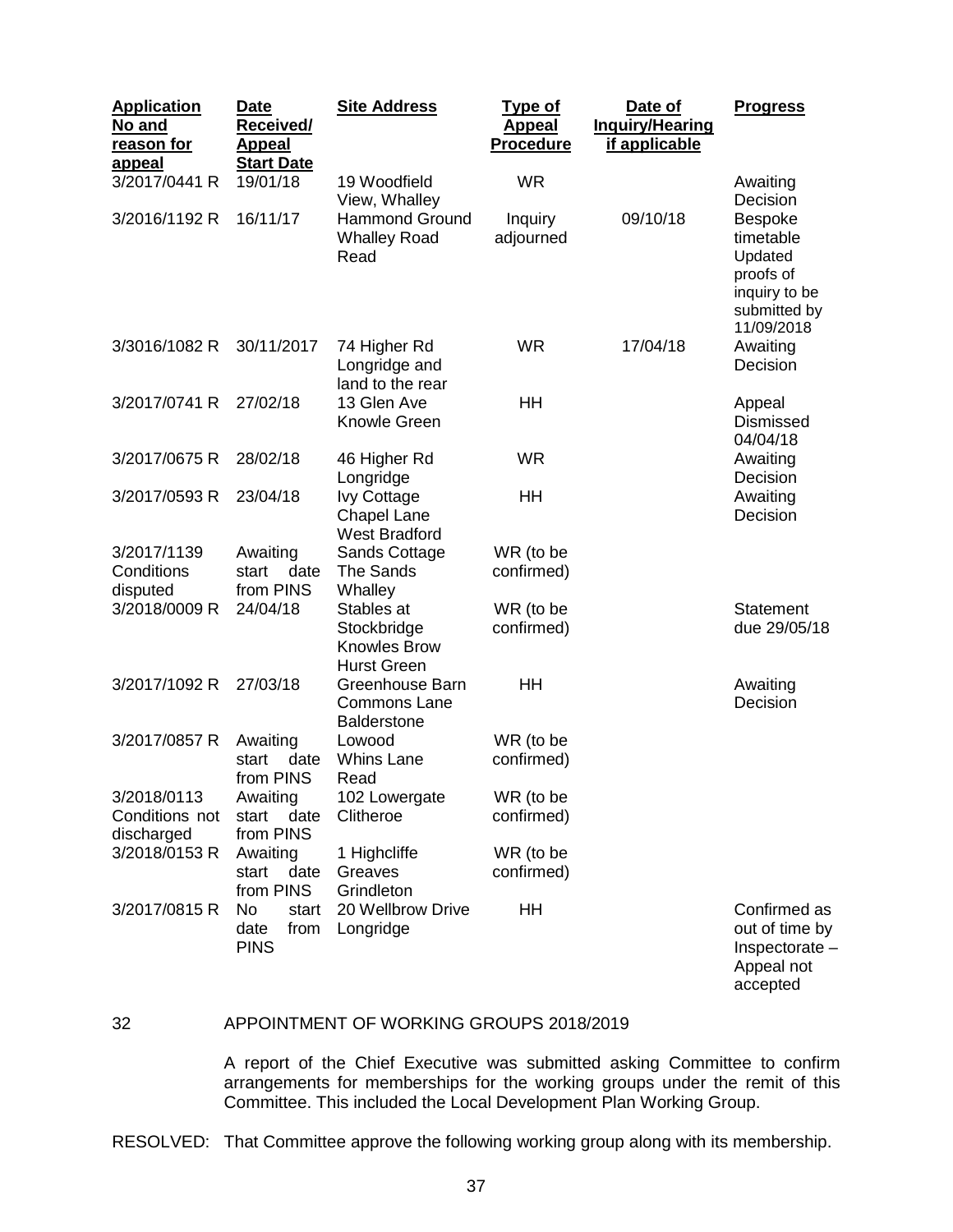| Application No and reason for appeal | Date Received/ Appeal Start Date | Site Address | Type of Appeal Procedure | Date of Inquiry/Hearing if applicable | Progress |
|---|---|---|---|---|---|
| 3/2017/0441 R | 19/01/18 | 19 Woodfield View, Whalley | WR | | Awaiting Decision |
| 3/2016/1192 R | 16/11/17 | Hammond Ground Whalley Road Read | Inquiry adjourned | 09/10/18 | Bespoke timetable Updated proofs of inquiry to be submitted by 11/09/2018 |
| 3/3016/1082 R | 30/11/2017 | 74 Higher Rd Longridge and land to the rear | WR | 17/04/18 | Awaiting Decision |
| 3/2017/0741 R | 27/02/18 | 13 Glen Ave Knowle Green | HH | | Appeal Dismissed 04/04/18 |
| 3/2017/0675 R | 28/02/18 | 46 Higher Rd Longridge | WR | | Awaiting Decision |
| 3/2017/0593 R | 23/04/18 | Ivy Cottage Chapel Lane West Bradford | HH | | Awaiting Decision |
| 3/2017/1139 Conditions disputed | Awaiting start date from PINS | Sands Cottage The Sands Whalley | WR (to be confirmed) | | |
| 3/2018/0009 R | 24/04/18 | Stables at Stockbridge Knowles Brow Hurst Green | WR (to be confirmed) | | Statement due 29/05/18 |
| 3/2017/1092 R | 27/03/18 | Greenhouse Barn Commons Lane Balderstone | HH | | Awaiting Decision |
| 3/2017/0857 R | Awaiting start date from PINS | Lowood Whins Lane Read | WR (to be confirmed) | | |
| 3/2018/0113 Conditions not discharged | Awaiting start date from PINS | 102 Lowergate Clitheroe | WR (to be confirmed) | | |
| 3/2018/0153 R | Awaiting start date from PINS | 1 Highcliffe Greaves Grindleton | WR (to be confirmed) | | |
| 3/2017/0815 R | No start date from PINS | 20 Wellbrow Drive Longridge | HH | | Confirmed as out of time by Inspectorate – Appeal not accepted |

32 APPOINTMENT OF WORKING GROUPS 2018/2019

A report of the Chief Executive was submitted asking Committee to confirm arrangements for memberships for the working groups under the remit of this Committee. This included the Local Development Plan Working Group.

RESOLVED: That Committee approve the following working group along with its membership.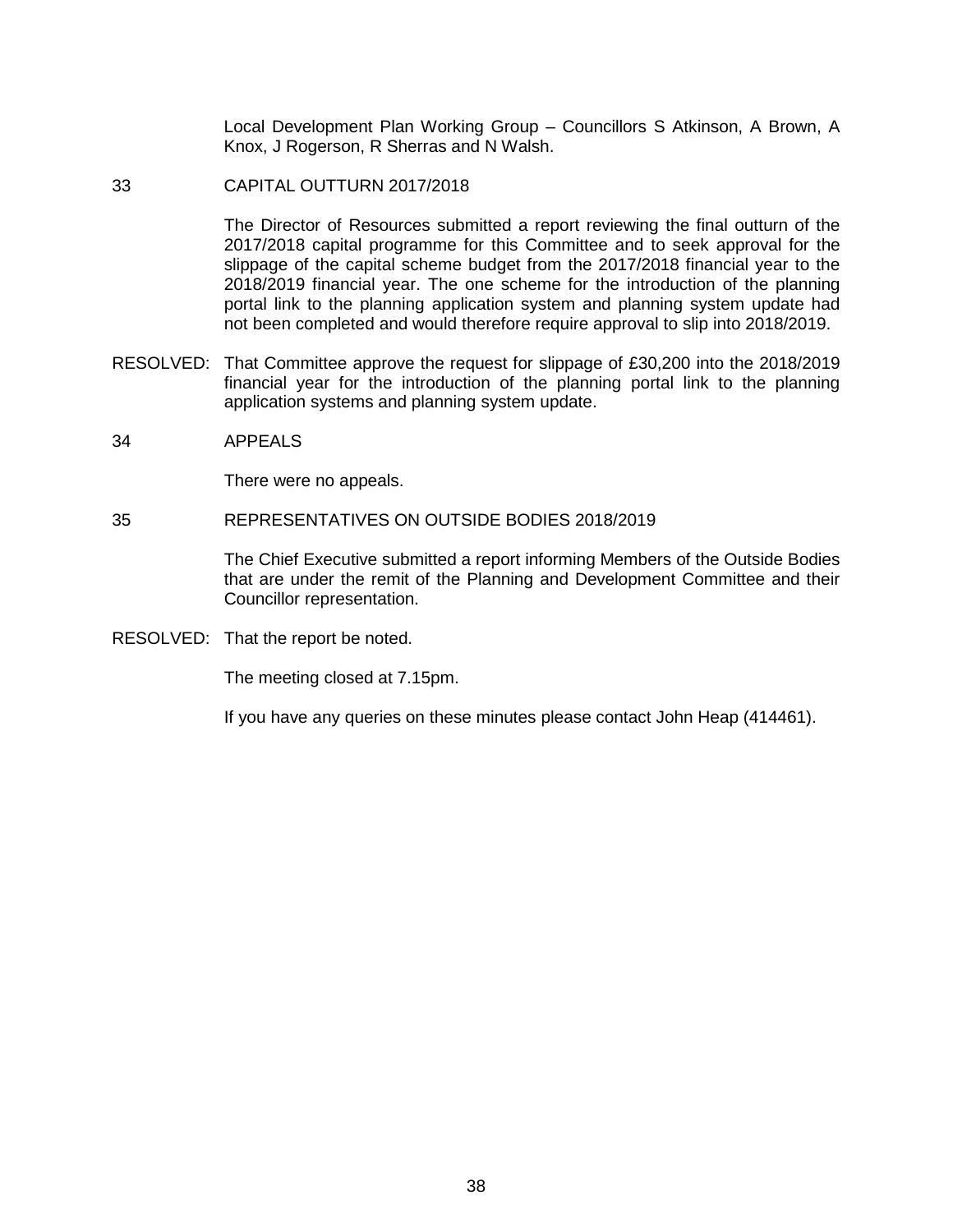Local Development Plan Working Group – Councillors S Atkinson, A Brown, A Knox, J Rogerson, R Sherras and N Walsh.

33 CAPITAL OUTTURN 2017/2018

The Director of Resources submitted a report reviewing the final outturn of the 2017/2018 capital programme for this Committee and to seek approval for the slippage of the capital scheme budget from the 2017/2018 financial year to the 2018/2019 financial year. The one scheme for the introduction of the planning portal link to the planning application system and planning system update had not been completed and would therefore require approval to slip into 2018/2019.

RESOLVED: That Committee approve the request for slippage of £30,200 into the 2018/2019 financial year for the introduction of the planning portal link to the planning application systems and planning system update.

34 APPEALS

There were no appeals.

35 REPRESENTATIVES ON OUTSIDE BODIES 2018/2019

The Chief Executive submitted a report informing Members of the Outside Bodies that are under the remit of the Planning and Development Committee and their Councillor representation.

RESOLVED: That the report be noted.

The meeting closed at 7.15pm.

If you have any queries on these minutes please contact John Heap (414461).